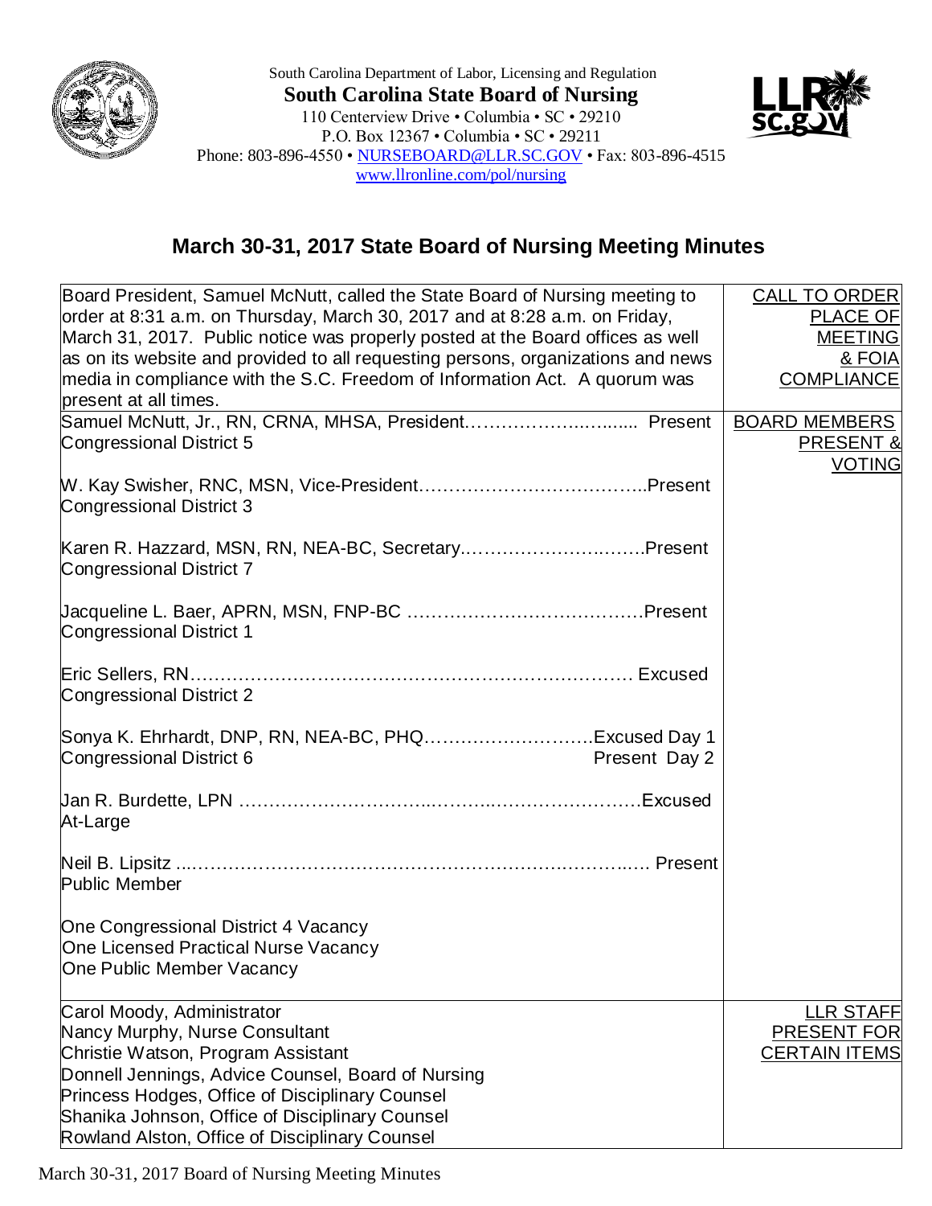South Carolina Department of Labor, Licensing and Regulation

**South Carolina State Board of Nursing**

110 Centerview Drive • Columbia • SC • 29210
P.O. Box 12367 • Columbia • SC • 29211
Phone: 803-896-4550 • NURSEBOARD@LLR.SC.GOV • Fax: 803-896-4515
www.llronline.com/pol/nursing

# March 30-31, 2017 State Board of Nursing Meeting Minutes

| | |
|---|---|
| Board President, Samuel McNutt, called the State Board of Nursing meeting to order at 8:31 a.m. on Thursday, March 30, 2017 and at 8:28 a.m. on Friday, March 31, 2017. Public notice was properly posted at the Board offices as well as on its website and provided to all requesting persons, organizations and news media in compliance with the S.C. Freedom of Information Act. A quorum was present at all times. | CALL TO ORDER PLACE OF MEETING & FOIA COMPLIANCE |
| Samuel McNutt, Jr., RN, CRNA, MHSA, President…………………..…...... Present<br>Congressional District 5<br><br>W. Kay Swisher, RNC, MSN, Vice-President………………………………..Present<br>Congressional District 3<br><br>Karen R. Hazzard, MSN, RN, NEA-BC, Secretary..………………..……..Present<br>Congressional District 7<br><br>Jacqueline L. Baer, APRN, MSN, FNP-BC …………………………………Present<br>Congressional District 1<br><br>Eric Sellers, RN………………………………………………………………… Excused<br>Congressional District 2<br><br>Sonya K. Ehrhardt, DNP, RN, NEA-BC, PHQ……………………….Excused Day 1<br>Congressional District 6 Present Day 2<br><br>Jan R. Burdette, LPN …………………………..……..……………………Excused<br>At-Large<br><br>Neil B. Lipsitz ...……………………………………………………………..… Present<br>Public Member<br><br>One Congressional District 4 Vacancy<br>One Licensed Practical Nurse Vacancy<br>One Public Member Vacancy | BOARD MEMBERS PRESENT & VOTING |
| Carol Moody, Administrator<br>Nancy Murphy, Nurse Consultant<br>Christie Watson, Program Assistant<br>Donnell Jennings, Advice Counsel, Board of Nursing<br>Princess Hodges, Office of Disciplinary Counsel<br>Shanika Johnson, Office of Disciplinary Counsel<br>Rowland Alston, Office of Disciplinary Counsel | LLR STAFF PRESENT FOR CERTAIN ITEMS |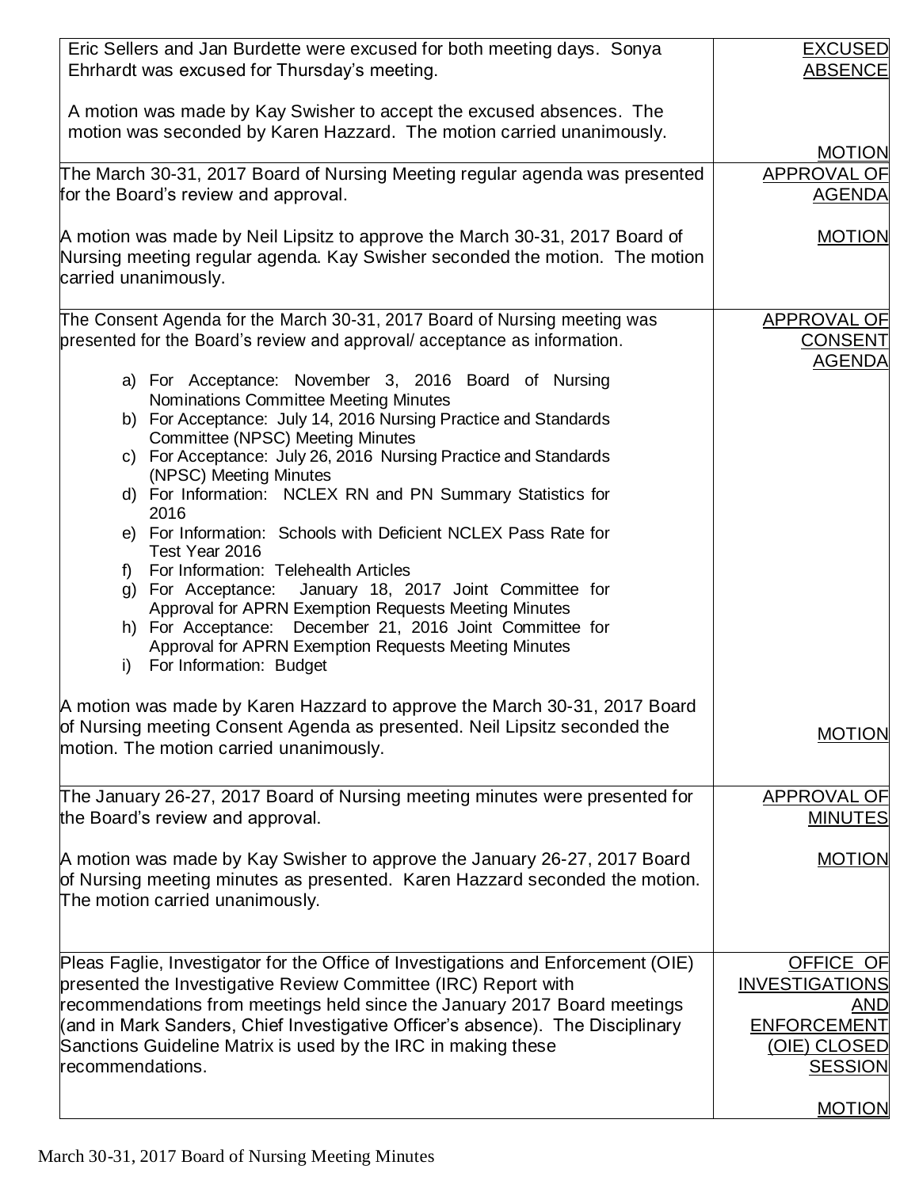| | |
|---|---|
| Eric Sellers and Jan Burdette were excused for both meeting days. Sonya Ehrhardt was excused for Thursday's meeting.<br><br>A motion was made by Kay Swisher to accept the excused absences. The motion was seconded by Karen Hazzard. The motion carried unanimously. | EXCUSED ABSENCE<br><br>MOTION |
| The March 30-31, 2017 Board of Nursing Meeting regular agenda was presented for the Board's review and approval.<br><br>A motion was made by Neil Lipsitz to approve the March 30-31, 2017 Board of Nursing meeting regular agenda. Kay Swisher seconded the motion. The motion carried unanimously. | APPROVAL OF AGENDA<br><br>MOTION |
| The Consent Agenda for the March 30-31, 2017 Board of Nursing meeting was presented for the Board's review and approval/ acceptance as information.<br><br>a) For Acceptance: November 3, 2016 Board of Nursing Nominations Committee Meeting Minutes<br>b) For Acceptance: July 14, 2016 Nursing Practice and Standards Committee (NPSC) Meeting Minutes<br>c) For Acceptance: July 26, 2016 Nursing Practice and Standards (NPSC) Meeting Minutes<br>d) For Information: NCLEX RN and PN Summary Statistics for 2016<br>e) For Information: Schools with Deficient NCLEX Pass Rate for Test Year 2016<br>f) For Information: Telehealth Articles<br>g) For Acceptance: January 18, 2017 Joint Committee for Approval for APRN Exemption Requests Meeting Minutes<br>h) For Acceptance: December 21, 2016 Joint Committee for Approval for APRN Exemption Requests Meeting Minutes<br>i) For Information: Budget<br><br>A motion was made by Karen Hazzard to approve the March 30-31, 2017 Board of Nursing meeting Consent Agenda as presented. Neil Lipsitz seconded the motion. The motion carried unanimously. | APPROVAL OF CONSENT AGENDA<br><br>MOTION |
| The January 26-27, 2017 Board of Nursing meeting minutes were presented for the Board's review and approval.<br><br>A motion was made by Kay Swisher to approve the January 26-27, 2017 Board of Nursing meeting minutes as presented. Karen Hazzard seconded the motion. The motion carried unanimously. | APPROVAL OF MINUTES<br><br>MOTION |
| Pleas Faglie, Investigator for the Office of Investigations and Enforcement (OIE) presented the Investigative Review Committee (IRC) Report with recommendations from meetings held since the January 2017 Board meetings (and in Mark Sanders, Chief Investigative Officer's absence). The Disciplinary Sanctions Guideline Matrix is used by the IRC in making these recommendations. | OFFICE OF INVESTIGATIONS AND ENFORCEMENT (OIE) CLOSED SESSION<br><br>MOTION |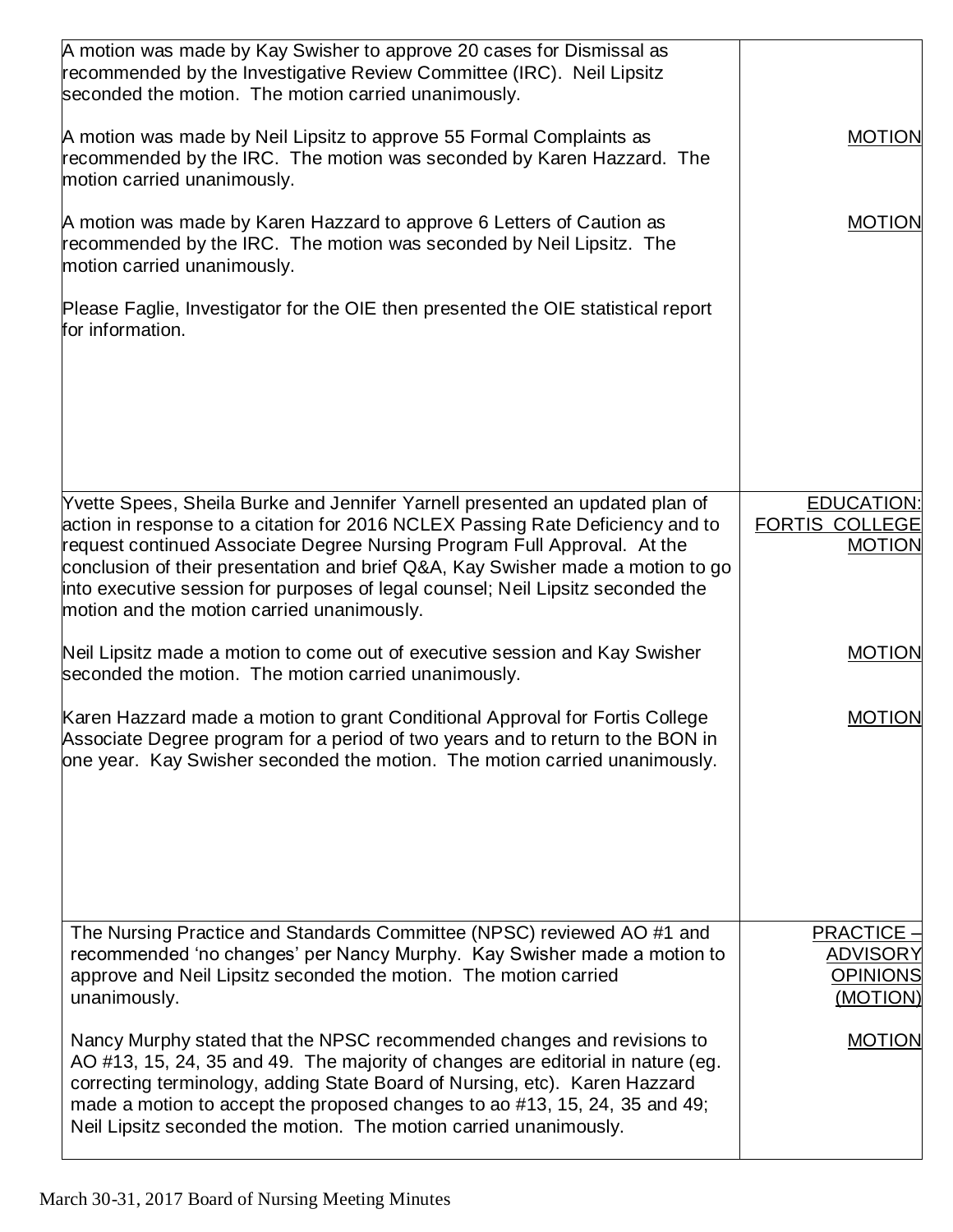| | |
|---|---|
| A motion was made by Kay Swisher to approve 20 cases for Dismissal as recommended by the Investigative Review Committee (IRC). Neil Lipsitz seconded the motion. The motion carried unanimously.<br><br>A motion was made by Neil Lipsitz to approve 55 Formal Complaints as recommended by the IRC. The motion was seconded by Karen Hazzard. The motion carried unanimously.<br><br>A motion was made by Karen Hazzard to approve 6 Letters of Caution as recommended by the IRC. The motion was seconded by Neil Lipsitz. The motion carried unanimously.<br><br>Please Faglie, Investigator for the OIE then presented the OIE statistical report for information. | <br><br><br>MOTION<br><br><br>MOTION |
| Yvette Spees, Sheila Burke and Jennifer Yarnell presented an updated plan of action in response to a citation for 2016 NCLEX Passing Rate Deficiency and to request continued Associate Degree Nursing Program Full Approval. At the conclusion of their presentation and brief Q&A, Kay Swisher made a motion to go into executive session for purposes of legal counsel; Neil Lipsitz seconded the motion and the motion carried unanimously.<br><br>Neil Lipsitz made a motion to come out of executive session and Kay Swisher seconded the motion. The motion carried unanimously.<br><br>Karen Hazzard made a motion to grant Conditional Approval for Fortis College Associate Degree program for a period of two years and to return to the BON in one year. Kay Swisher seconded the motion. The motion carried unanimously. | EDUCATION: FORTIS COLLEGE MOTION<br><br><br><br><br>MOTION<br><br><br>MOTION |
| The Nursing Practice and Standards Committee (NPSC) reviewed AO #1 and recommended 'no changes' per Nancy Murphy. Kay Swisher made a motion to approve and Neil Lipsitz seconded the motion. The motion carried unanimously.<br><br>Nancy Murphy stated that the NPSC recommended changes and revisions to AO #13, 15, 24, 35 and 49. The majority of changes are editorial in nature (eg. correcting terminology, adding State Board of Nursing, etc). Karen Hazzard made a motion to accept the proposed changes to ao #13, 15, 24, 35 and 49; Neil Lipsitz seconded the motion. The motion carried unanimously. | PRACTICE – ADVISORY OPINIONS (MOTION)<br><br><br>MOTION |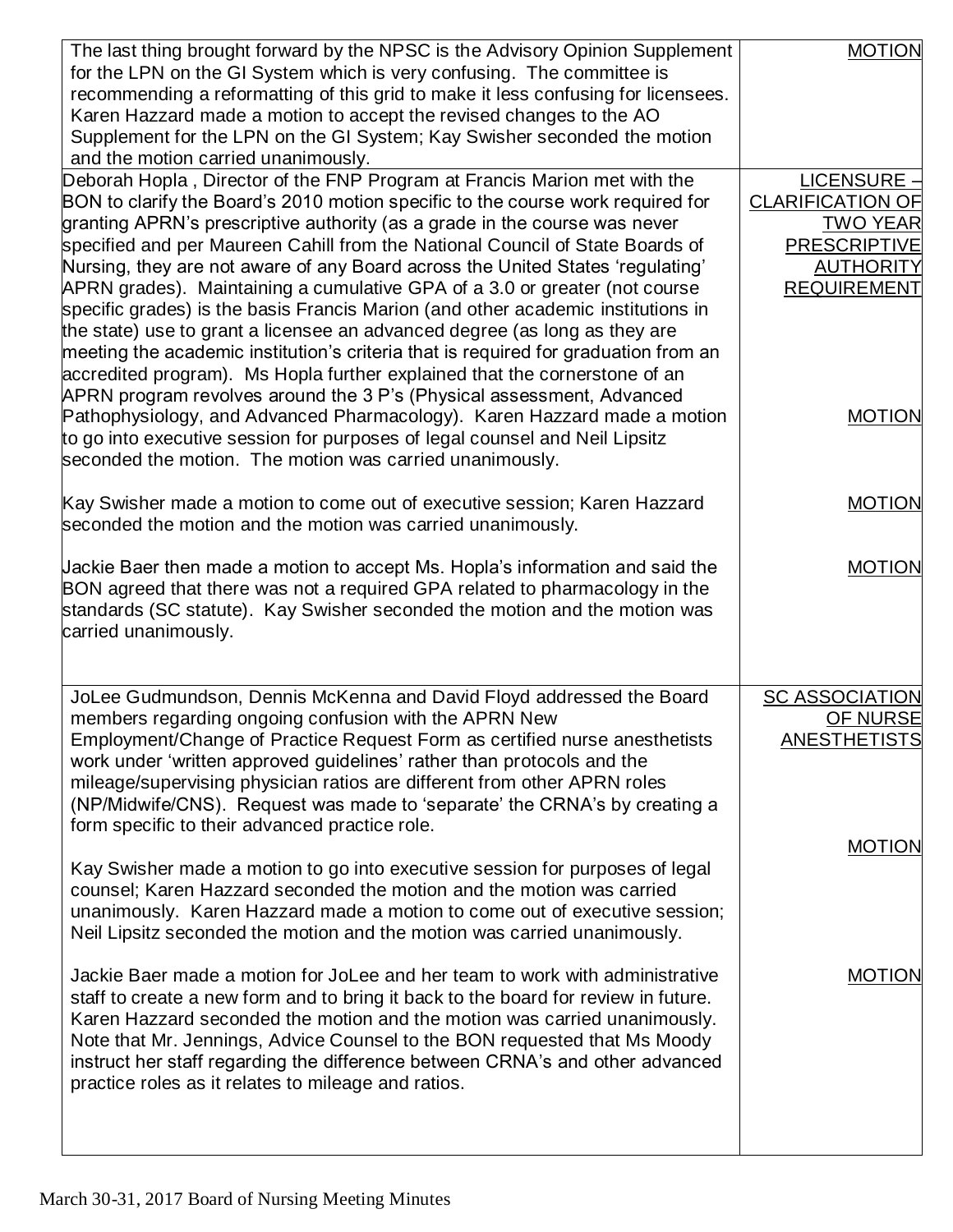| | |
|---|---|
| The last thing brought forward by the NPSC is the Advisory Opinion Supplement for the LPN on the GI System which is very confusing. The committee is recommending a reformatting of this grid to make it less confusing for licensees. Karen Hazzard made a motion to accept the revised changes to the AO Supplement for the LPN on the GI System; Kay Swisher seconded the motion and the motion carried unanimously. | MOTION |
| Deborah Hopla , Director of the FNP Program at Francis Marion met with the BON to clarify the Board's 2010 motion specific to the course work required for granting APRN's prescriptive authority (as a grade in the course was never specified and per Maureen Cahill from the National Council of State Boards of Nursing, they are not aware of any Board across the United States 'regulating' APRN grades). Maintaining a cumulative GPA of a 3.0 or greater (not course specific grades) is the basis Francis Marion (and other academic institutions in the state) use to grant a licensee an advanced degree (as long as they are meeting the academic institution's criteria that is required for graduation from an accredited program). Ms Hopla further explained that the cornerstone of an APRN program revolves around the 3 P's (Physical assessment, Advanced Pathophysiology, and Advanced Pharmacology). Karen Hazzard made a motion to go into executive session for purposes of legal counsel and Neil Lipsitz seconded the motion. The motion was carried unanimously.<br><br>Kay Swisher made a motion to come out of executive session; Karen Hazzard seconded the motion and the motion was carried unanimously.<br><br>Jackie Baer then made a motion to accept Ms. Hopla's information and said the BON agreed that there was not a required GPA related to pharmacology in the standards (SC statute). Kay Swisher seconded the motion and the motion was carried unanimously. | LICENSURE – CLARIFICATION OF TWO YEAR PRESCRIPTIVE AUTHORITY REQUIREMENT<br><br>MOTION<br><br>MOTION<br><br>MOTION |
| JoLee Gudmundson, Dennis McKenna and David Floyd addressed the Board members regarding ongoing confusion with the APRN New Employment/Change of Practice Request Form as certified nurse anesthetists work under 'written approved guidelines' rather than protocols and the mileage/supervising physician ratios are different from other APRN roles (NP/Midwife/CNS). Request was made to 'separate' the CRNA's by creating a form specific to their advanced practice role.<br><br>Kay Swisher made a motion to go into executive session for purposes of legal counsel; Karen Hazzard seconded the motion and the motion was carried unanimously. Karen Hazzard made a motion to come out of executive session; Neil Lipsitz seconded the motion and the motion was carried unanimously.<br><br>Jackie Baer made a motion for JoLee and her team to work with administrative staff to create a new form and to bring it back to the board for review in future. Karen Hazzard seconded the motion and the motion was carried unanimously. Note that Mr. Jennings, Advice Counsel to the BON requested that Ms Moody instruct her staff regarding the difference between CRNA's and other advanced practice roles as it relates to mileage and ratios. | SC ASSOCIATION OF NURSE ANESTHETISTS<br><br>MOTION<br><br>MOTION |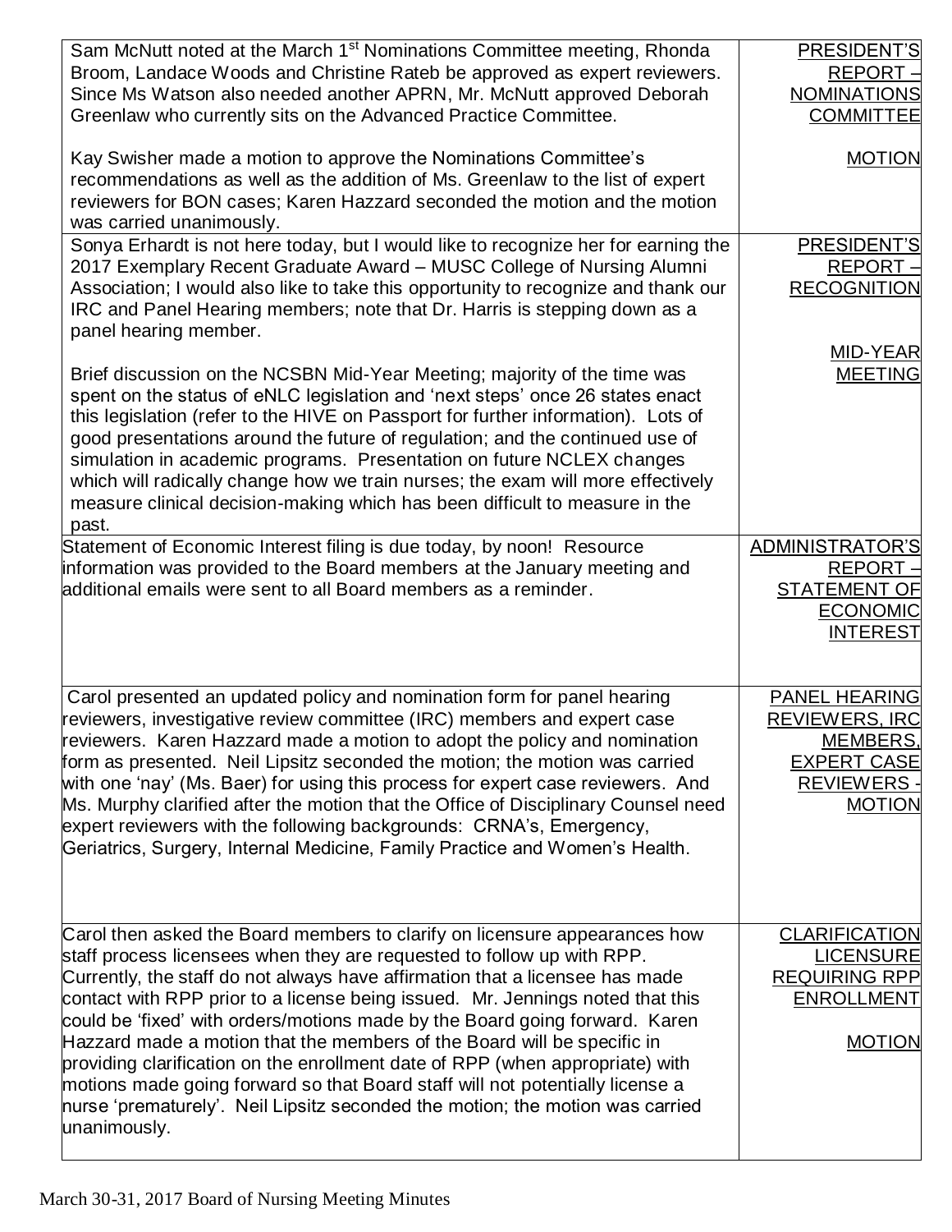| | |
|---|---|
| Sam McNutt noted at the March 1st Nominations Committee meeting, Rhonda Broom, Landace Woods and Christine Rateb be approved as expert reviewers. Since Ms Watson also needed another APRN, Mr. McNutt approved Deborah Greenlaw who currently sits on the Advanced Practice Committee.<br><br>Kay Swisher made a motion to approve the Nominations Committee's recommendations as well as the addition of Ms. Greenlaw to the list of expert reviewers for BON cases; Karen Hazzard seconded the motion and the motion was carried unanimously. | PRESIDENT'S REPORT – NOMINATIONS COMMITTEE<br><br>MOTION |
| Sonya Erhardt is not here today, but I would like to recognize her for earning the 2017 Exemplary Recent Graduate Award – MUSC College of Nursing Alumni Association; I would also like to take this opportunity to recognize and thank our IRC and Panel Hearing members; note that Dr. Harris is stepping down as a panel hearing member.<br><br>Brief discussion on the NCSBN Mid-Year Meeting; majority of the time was spent on the status of eNLC legislation and 'next steps' once 26 states enact this legislation (refer to the HIVE on Passport for further information). Lots of good presentations around the future of regulation; and the continued use of simulation in academic programs. Presentation on future NCLEX changes which will radically change how we train nurses; the exam will more effectively measure clinical decision-making which has been difficult to measure in the past. | PRESIDENT'S REPORT – RECOGNITION<br><br>MID-YEAR MEETING |
| Statement of Economic Interest filing is due today, by noon! Resource information was provided to the Board members at the January meeting and additional emails were sent to all Board members as a reminder. | ADMINISTRATOR'S REPORT – STATEMENT OF ECONOMIC INTEREST |
| Carol presented an updated policy and nomination form for panel hearing reviewers, investigative review committee (IRC) members and expert case reviewers. Karen Hazzard made a motion to adopt the policy and nomination form as presented. Neil Lipsitz seconded the motion; the motion was carried with one 'nay' (Ms. Baer) for using this process for expert case reviewers. And Ms. Murphy clarified after the motion that the Office of Disciplinary Counsel need expert reviewers with the following backgrounds: CRNA's, Emergency, Geriatrics, Surgery, Internal Medicine, Family Practice and Women's Health. | PANEL HEARING REVIEWERS, IRC MEMBERS, EXPERT CASE REVIEWERS - MOTION |
| Carol then asked the Board members to clarify on licensure appearances how staff process licensees when they are requested to follow up with RPP. Currently, the staff do not always have affirmation that a licensee has made contact with RPP prior to a license being issued. Mr. Jennings noted that this could be 'fixed' with orders/motions made by the Board going forward. Karen Hazzard made a motion that the members of the Board will be specific in providing clarification on the enrollment date of RPP (when appropriate) with motions made going forward so that Board staff will not potentially license a nurse 'prematurely'. Neil Lipsitz seconded the motion; the motion was carried unanimously. | CLARIFICATION LICENSURE REQUIRING RPP ENROLLMENT<br><br>MOTION |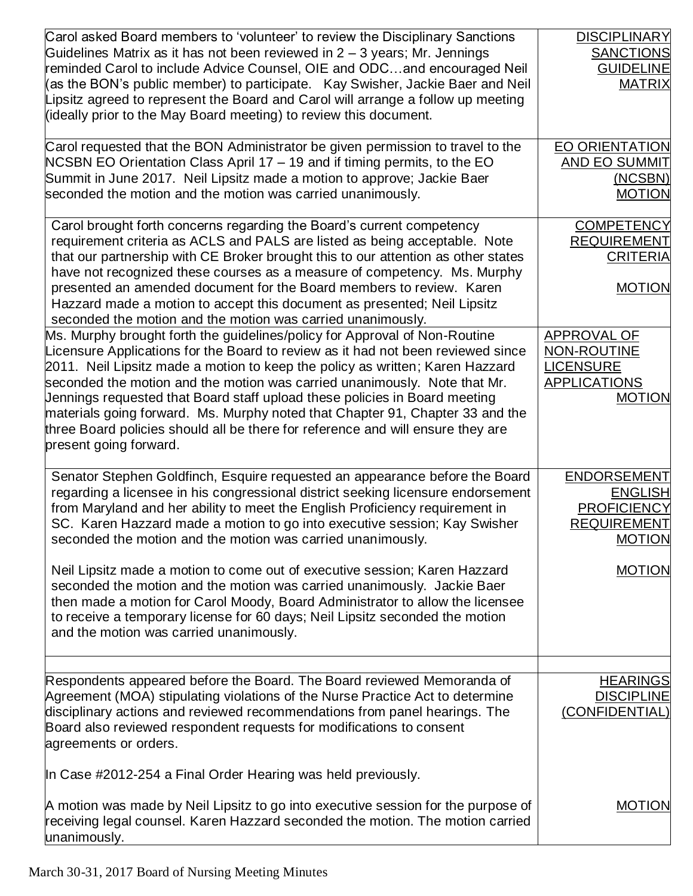| | |
|---|---|
| Carol asked Board members to 'volunteer' to review the Disciplinary Sanctions Guidelines Matrix as it has not been reviewed in 2 – 3 years; Mr. Jennings reminded Carol to include Advice Counsel, OIE and ODC…and encouraged Neil (as the BON's public member) to participate. Kay Swisher, Jackie Baer and Neil Lipsitz agreed to represent the Board and Carol will arrange a follow up meeting (ideally prior to the May Board meeting) to review this document. | DISCIPLINARY SANCTIONS GUIDELINE MATRIX |
| Carol requested that the BON Administrator be given permission to travel to the NCSBN EO Orientation Class April 17 – 19 and if timing permits, to the EO Summit in June 2017. Neil Lipsitz made a motion to approve; Jackie Baer seconded the motion and the motion was carried unanimously. | EO ORIENTATION AND EO SUMMIT (NCSBN)<br>MOTION |
| Carol brought forth concerns regarding the Board's current competency requirement criteria as ACLS and PALS are listed as being acceptable. Note that our partnership with CE Broker brought this to our attention as other states have not recognized these courses as a measure of competency. Ms. Murphy presented an amended document for the Board members to review. Karen Hazzard made a motion to accept this document as presented; Neil Lipsitz seconded the motion and the motion was carried unanimously. | COMPETENCY REQUIREMENT CRITERIA<br><br>MOTION |
| Ms. Murphy brought forth the guidelines/policy for Approval of Non-Routine Licensure Applications for the Board to review as it had not been reviewed since 2011. Neil Lipsitz made a motion to keep the policy as written; Karen Hazzard seconded the motion and the motion was carried unanimously. Note that Mr. Jennings requested that Board staff upload these policies in Board meeting materials going forward. Ms. Murphy noted that Chapter 91, Chapter 33 and the three Board policies should all be there for reference and will ensure they are present going forward. | APPROVAL OF NON-ROUTINE LICENSURE APPLICATIONS<br>MOTION |
| Senator Stephen Goldfinch, Esquire requested an appearance before the Board regarding a licensee in his congressional district seeking licensure endorsement from Maryland and her ability to meet the English Proficiency requirement in SC. Karen Hazzard made a motion to go into executive session; Kay Swisher seconded the motion and the motion was carried unanimously.<br><br>Neil Lipsitz made a motion to come out of executive session; Karen Hazzard seconded the motion and the motion was carried unanimously. Jackie Baer then made a motion for Carol Moody, Board Administrator to allow the licensee to receive a temporary license for 60 days; Neil Lipsitz seconded the motion and the motion was carried unanimously. | ENDORSEMENT ENGLISH PROFICIENCY REQUIREMENT<br>MOTION<br><br>MOTION |
| | |
| Respondents appeared before the Board. The Board reviewed Memoranda of Agreement (MOA) stipulating violations of the Nurse Practice Act to determine disciplinary actions and reviewed recommendations from panel hearings. The Board also reviewed respondent requests for modifications to consent agreements or orders.<br><br>In Case #2012-254 a Final Order Hearing was held previously.<br><br>A motion was made by Neil Lipsitz to go into executive session for the purpose of receiving legal counsel. Karen Hazzard seconded the motion. The motion carried unanimously. | HEARINGS DISCIPLINE (CONFIDENTIAL)<br><br>MOTION |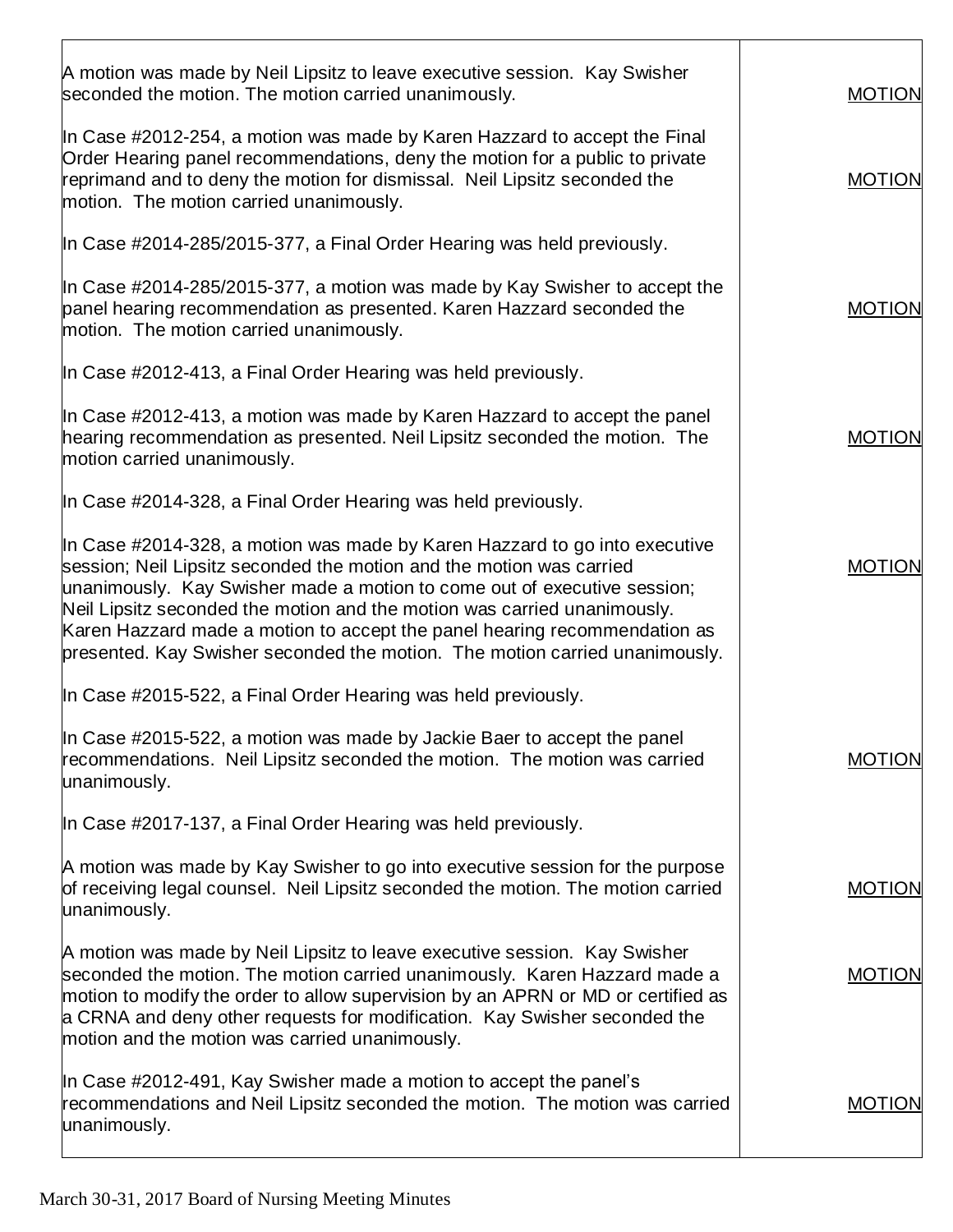| | |
|---|---|
| A motion was made by Neil Lipsitz to leave executive session. Kay Swisher seconded the motion. The motion carried unanimously. | MOTION |
| In Case #2012-254, a motion was made by Karen Hazzard to accept the Final Order Hearing panel recommendations, deny the motion for a public to private reprimand and to deny the motion for dismissal. Neil Lipsitz seconded the motion. The motion carried unanimously. | MOTION |
| In Case #2014-285/2015-377, a Final Order Hearing was held previously. | |
| In Case #2014-285/2015-377, a motion was made by Kay Swisher to accept the panel hearing recommendation as presented. Karen Hazzard seconded the motion. The motion carried unanimously. | MOTION |
| In Case #2012-413, a Final Order Hearing was held previously. | |
| In Case #2012-413, a motion was made by Karen Hazzard to accept the panel hearing recommendation as presented. Neil Lipsitz seconded the motion. The motion carried unanimously. | MOTION |
| In Case #2014-328, a Final Order Hearing was held previously. | |
| In Case #2014-328, a motion was made by Karen Hazzard to go into executive session; Neil Lipsitz seconded the motion and the motion was carried unanimously. Kay Swisher made a motion to come out of executive session; Neil Lipsitz seconded the motion and the motion was carried unanimously. Karen Hazzard made a motion to accept the panel hearing recommendation as presented. Kay Swisher seconded the motion. The motion carried unanimously. | MOTION |
| In Case #2015-522, a Final Order Hearing was held previously. | |
| In Case #2015-522, a motion was made by Jackie Baer to accept the panel recommendations. Neil Lipsitz seconded the motion. The motion was carried unanimously. | MOTION |
| In Case #2017-137, a Final Order Hearing was held previously. | |
| A motion was made by Kay Swisher to go into executive session for the purpose of receiving legal counsel. Neil Lipsitz seconded the motion. The motion carried unanimously. | MOTION |
| A motion was made by Neil Lipsitz to leave executive session. Kay Swisher seconded the motion. The motion carried unanimously. Karen Hazzard made a motion to modify the order to allow supervision by an APRN or MD or certified as a CRNA and deny other requests for modification. Kay Swisher seconded the motion and the motion was carried unanimously. | MOTION |
| In Case #2012-491, Kay Swisher made a motion to accept the panel's recommendations and Neil Lipsitz seconded the motion. The motion was carried unanimously. | MOTION |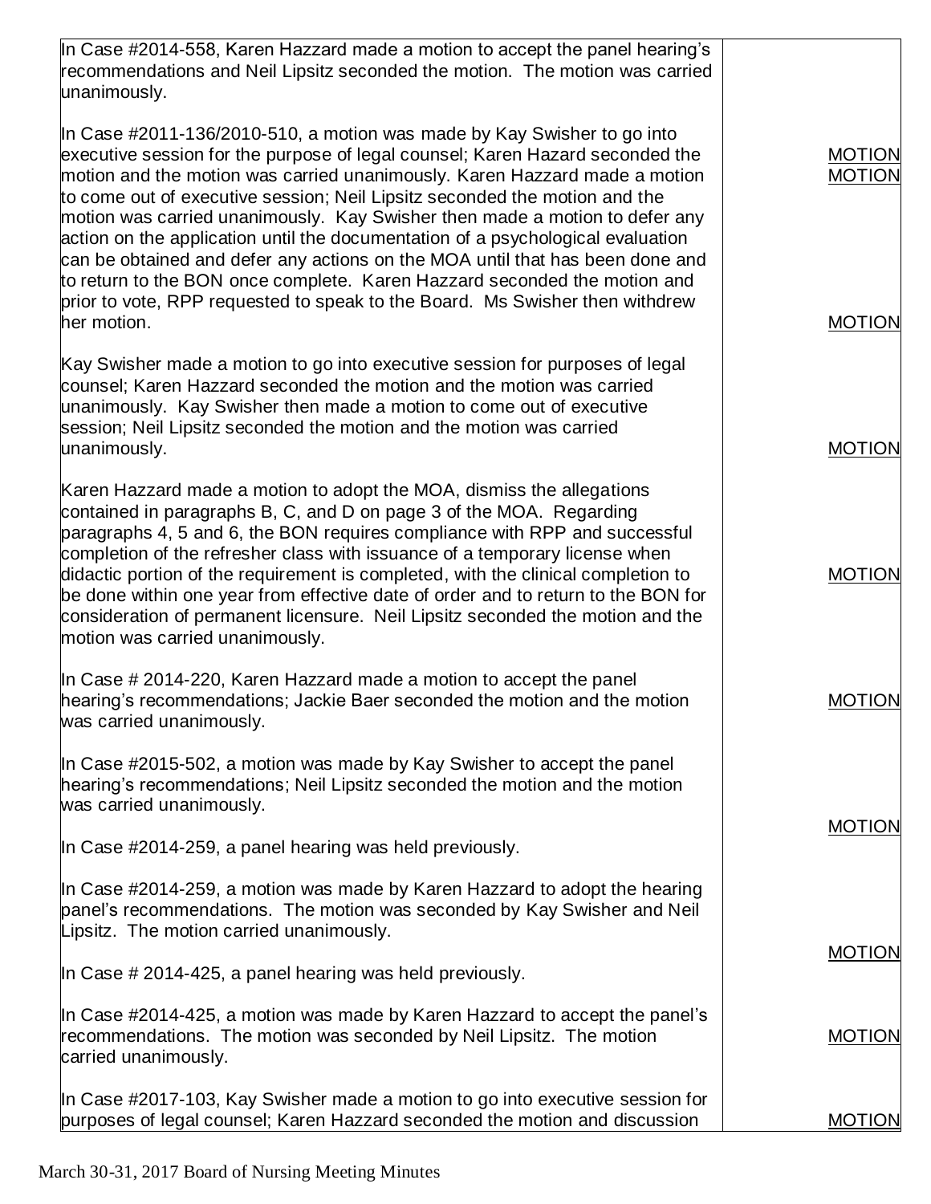| | |
|---|---|
| In Case #2014-558, Karen Hazzard made a motion to accept the panel hearing's recommendations and Neil Lipsitz seconded the motion. The motion was carried unanimously. | |
| In Case #2011-136/2010-510, a motion was made by Kay Swisher to go into executive session for the purpose of legal counsel; Karen Hazard seconded the motion and the motion was carried unanimously. Karen Hazzard made a motion to come out of executive session; Neil Lipsitz seconded the motion and the motion was carried unanimously. Kay Swisher then made a motion to defer any action on the application until the documentation of a psychological evaluation can be obtained and defer any actions on the MOA until that has been done and to return to the BON once complete. Karen Hazzard seconded the motion and prior to vote, RPP requested to speak to the Board. Ms Swisher then withdrew her motion. | MOTION<br>MOTION<br>MOTION |
| Kay Swisher made a motion to go into executive session for purposes of legal counsel; Karen Hazzard seconded the motion and the motion was carried unanimously. Kay Swisher then made a motion to come out of executive session; Neil Lipsitz seconded the motion and the motion was carried unanimously. | MOTION |
| Karen Hazzard made a motion to adopt the MOA, dismiss the allegations contained in paragraphs B, C, and D on page 3 of the MOA. Regarding paragraphs 4, 5 and 6, the BON requires compliance with RPP and successful completion of the refresher class with issuance of a temporary license when didactic portion of the requirement is completed, with the clinical completion to be done within one year from effective date of order and to return to the BON for consideration of permanent licensure. Neil Lipsitz seconded the motion and the motion was carried unanimously. | MOTION |
| In Case # 2014-220, Karen Hazzard made a motion to accept the panel hearing's recommendations; Jackie Baer seconded the motion and the motion was carried unanimously. | MOTION |
| In Case #2015-502, a motion was made by Kay Swisher to accept the panel hearing's recommendations; Neil Lipsitz seconded the motion and the motion was carried unanimously. | MOTION |
| In Case #2014-259, a panel hearing was held previously. | |
| In Case #2014-259, a motion was made by Karen Hazzard to adopt the hearing panel's recommendations. The motion was seconded by Kay Swisher and Neil Lipsitz. The motion carried unanimously. | MOTION |
| In Case # 2014-425, a panel hearing was held previously. | |
| In Case #2014-425, a motion was made by Karen Hazzard to accept the panel's recommendations. The motion was seconded by Neil Lipsitz. The motion carried unanimously. | MOTION |
| In Case #2017-103, Kay Swisher made a motion to go into executive session for purposes of legal counsel; Karen Hazzard seconded the motion and discussion | MOTION |

March 30-31, 2017 Board of Nursing Meeting Minutes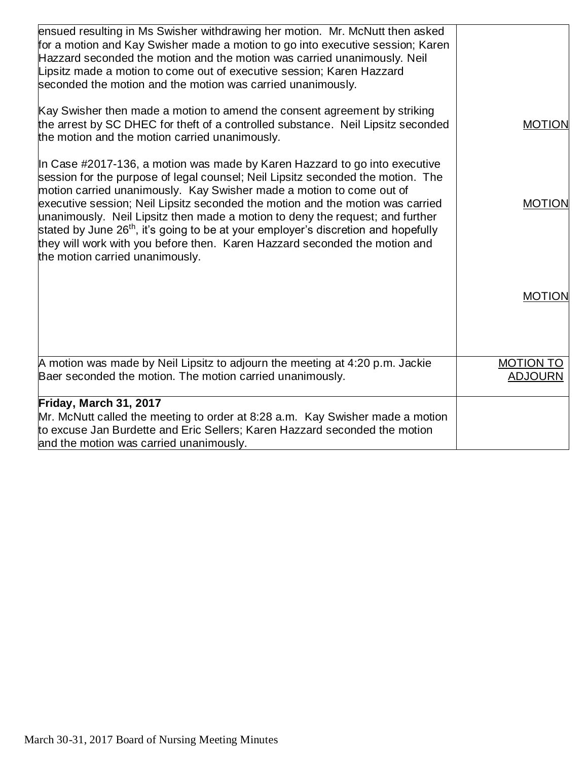| | |
|---|---|
| ensued resulting in Ms Swisher withdrawing her motion. Mr. McNutt then asked for a motion and Kay Swisher made a motion to go into executive session; Karen Hazzard seconded the motion and the motion was carried unanimously. Neil Lipsitz made a motion to come out of executive session; Karen Hazzard seconded the motion and the motion was carried unanimously.<br><br>Kay Swisher then made a motion to amend the consent agreement by striking the arrest by SC DHEC for theft of a controlled substance. Neil Lipsitz seconded the motion and the motion carried unanimously.<br><br>In Case #2017-136, a motion was made by Karen Hazzard to go into executive session for the purpose of legal counsel; Neil Lipsitz seconded the motion. The motion carried unanimously. Kay Swisher made a motion to come out of executive session; Neil Lipsitz seconded the motion and the motion was carried unanimously. Neil Lipsitz then made a motion to deny the request; and further stated by June 26th, it's going to be at your employer's discretion and hopefully they will work with you before then. Karen Hazzard seconded the motion and the motion carried unanimously. | MOTION<br><br>MOTION<br><br>MOTION |
| A motion was made by Neil Lipsitz to adjourn the meeting at 4:20 p.m. Jackie Baer seconded the motion. The motion carried unanimously. | MOTION TO ADJOURN |
| **Friday, March 31, 2017**<br>Mr. McNutt called the meeting to order at 8:28 a.m. Kay Swisher made a motion to excuse Jan Burdette and Eric Sellers; Karen Hazzard seconded the motion and the motion was carried unanimously. | |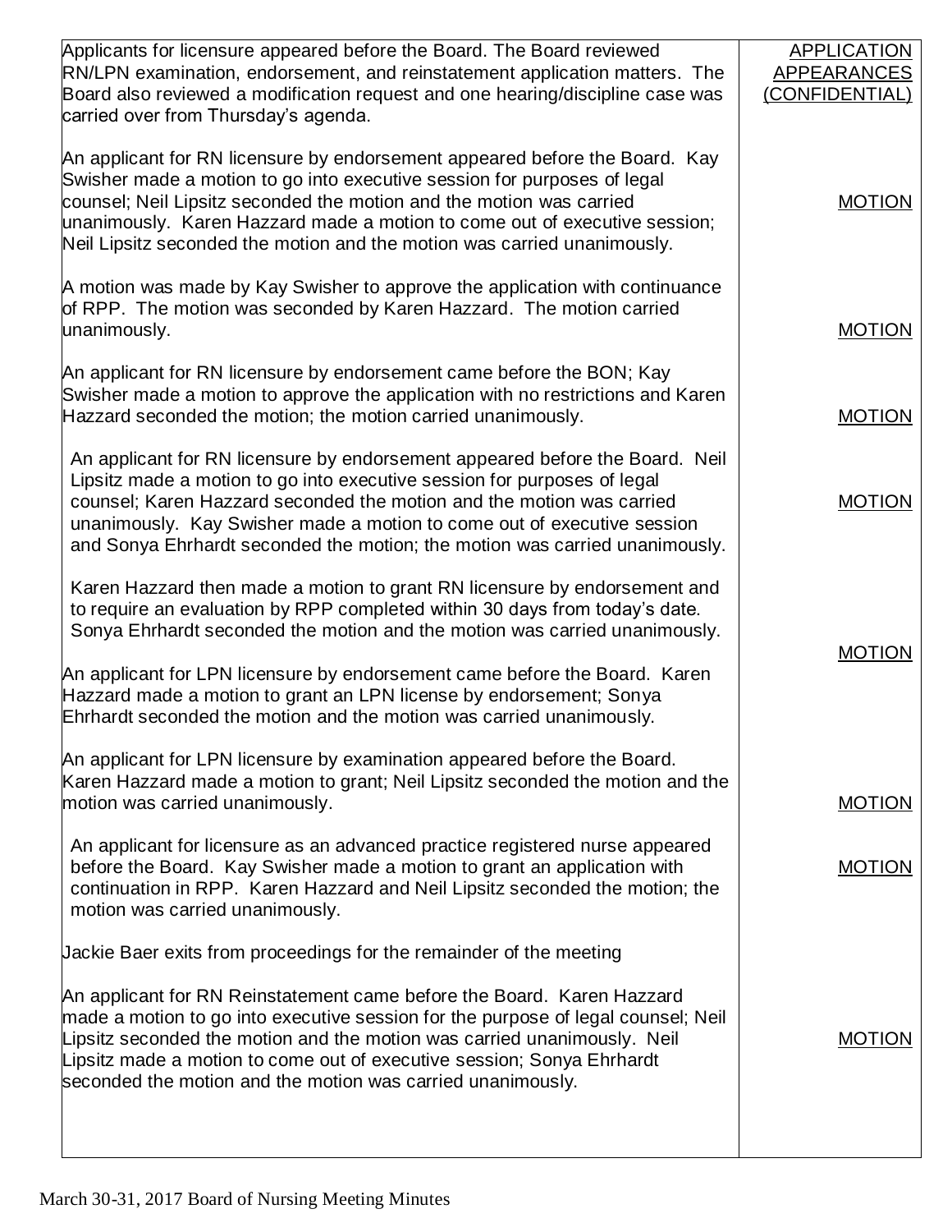| | |
|---|---|
| Applicants for licensure appeared before the Board. The Board reviewed RN/LPN examination, endorsement, and reinstatement application matters. The Board also reviewed a modification request and one hearing/discipline case was carried over from Thursday's agenda. | APPLICATION APPEARANCES (CONFIDENTIAL) |
| An applicant for RN licensure by endorsement appeared before the Board. Kay Swisher made a motion to go into executive session for purposes of legal counsel; Neil Lipsitz seconded the motion and the motion was carried unanimously. Karen Hazzard made a motion to come out of executive session; Neil Lipsitz seconded the motion and the motion was carried unanimously. | MOTION |
| A motion was made by Kay Swisher to approve the application with continuance of RPP. The motion was seconded by Karen Hazzard. The motion carried unanimously. | MOTION |
| An applicant for RN licensure by endorsement came before the BON; Kay Swisher made a motion to approve the application with no restrictions and Karen Hazzard seconded the motion; the motion carried unanimously. | MOTION |
| An applicant for RN licensure by endorsement appeared before the Board. Neil Lipsitz made a motion to go into executive session for purposes of legal counsel; Karen Hazzard seconded the motion and the motion was carried unanimously. Kay Swisher made a motion to come out of executive session and Sonya Ehrhardt seconded the motion; the motion was carried unanimously. | MOTION |
| Karen Hazzard then made a motion to grant RN licensure by endorsement and to require an evaluation by RPP completed within 30 days from today's date. Sonya Ehrhardt seconded the motion and the motion was carried unanimously. | MOTION |
| An applicant for LPN licensure by endorsement came before the Board. Karen Hazzard made a motion to grant an LPN license by endorsement; Sonya Ehrhardt seconded the motion and the motion was carried unanimously. | |
| An applicant for LPN licensure by examination appeared before the Board. Karen Hazzard made a motion to grant; Neil Lipsitz seconded the motion and the motion was carried unanimously. | MOTION |
| An applicant for licensure as an advanced practice registered nurse appeared before the Board. Kay Swisher made a motion to grant an application with continuation in RPP. Karen Hazzard and Neil Lipsitz seconded the motion; the motion was carried unanimously. | MOTION |
| Jackie Baer exits from proceedings for the remainder of the meeting | |
| An applicant for RN Reinstatement came before the Board. Karen Hazzard made a motion to go into executive session for the purpose of legal counsel; Neil Lipsitz seconded the motion and the motion was carried unanimously. Neil Lipsitz made a motion to come out of executive session; Sonya Ehrhardt seconded the motion and the motion was carried unanimously. | MOTION |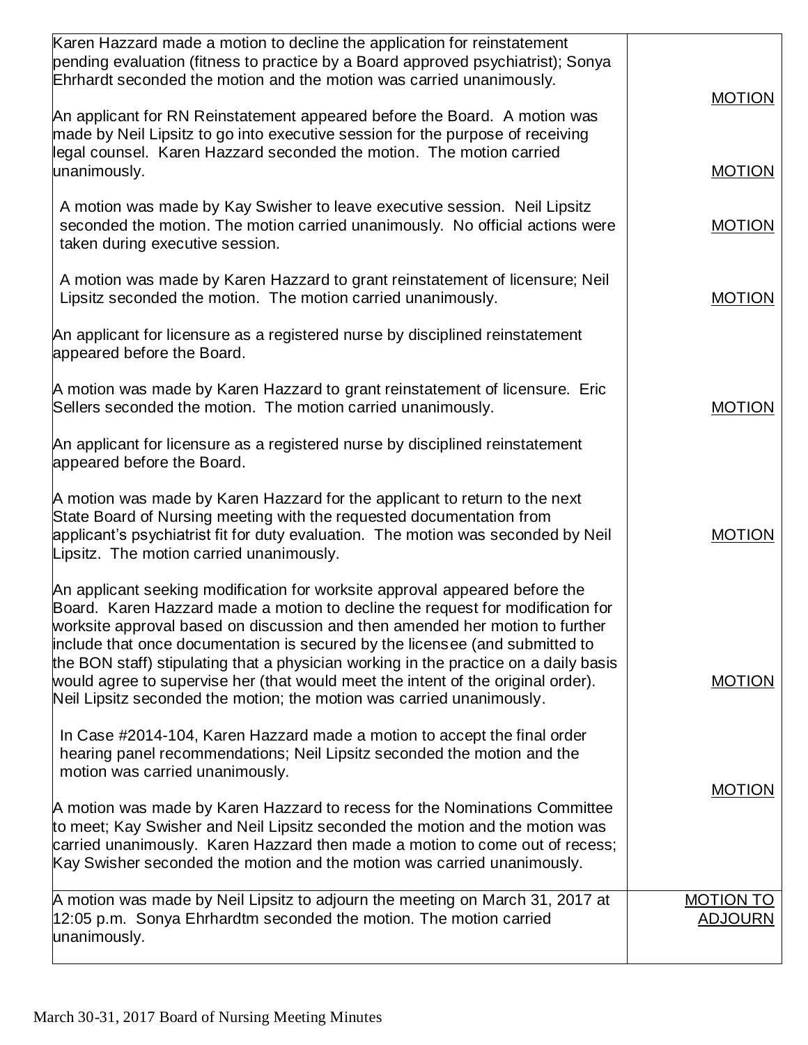| | |
|---|---|
| Karen Hazzard made a motion to decline the application for reinstatement pending evaluation (fitness to practice by a Board approved psychiatrist); Sonya Ehrhardt seconded the motion and the motion was carried unanimously. | MOTION |
| An applicant for RN Reinstatement appeared before the Board. A motion was made by Neil Lipsitz to go into executive session for the purpose of receiving legal counsel. Karen Hazzard seconded the motion. The motion carried unanimously. | MOTION |
| A motion was made by Kay Swisher to leave executive session. Neil Lipsitz seconded the motion. The motion carried unanimously. No official actions were taken during executive session. | MOTION |
| A motion was made by Karen Hazzard to grant reinstatement of licensure; Neil Lipsitz seconded the motion. The motion carried unanimously. | MOTION |
| An applicant for licensure as a registered nurse by disciplined reinstatement appeared before the Board. | |
| A motion was made by Karen Hazzard to grant reinstatement of licensure. Eric Sellers seconded the motion. The motion carried unanimously. | MOTION |
| An applicant for licensure as a registered nurse by disciplined reinstatement appeared before the Board. | |
| A motion was made by Karen Hazzard for the applicant to return to the next State Board of Nursing meeting with the requested documentation from applicant's psychiatrist fit for duty evaluation. The motion was seconded by Neil Lipsitz. The motion carried unanimously. | MOTION |
| An applicant seeking modification for worksite approval appeared before the Board. Karen Hazzard made a motion to decline the request for modification for worksite approval based on discussion and then amended her motion to further include that once documentation is secured by the licensee (and submitted to the BON staff) stipulating that a physician working in the practice on a daily basis would agree to supervise her (that would meet the intent of the original order). Neil Lipsitz seconded the motion; the motion was carried unanimously. | MOTION |
| In Case #2014-104, Karen Hazzard made a motion to accept the final order hearing panel recommendations; Neil Lipsitz seconded the motion and the motion was carried unanimously. | MOTION |
| A motion was made by Karen Hazzard to recess for the Nominations Committee to meet; Kay Swisher and Neil Lipsitz seconded the motion and the motion was carried unanimously. Karen Hazzard then made a motion to come out of recess; Kay Swisher seconded the motion and the motion was carried unanimously. | |
| A motion was made by Neil Lipsitz to adjourn the meeting on March 31, 2017 at 12:05 p.m. Sonya Ehrhardtm seconded the motion. The motion carried unanimously. | MOTION TO ADJOURN |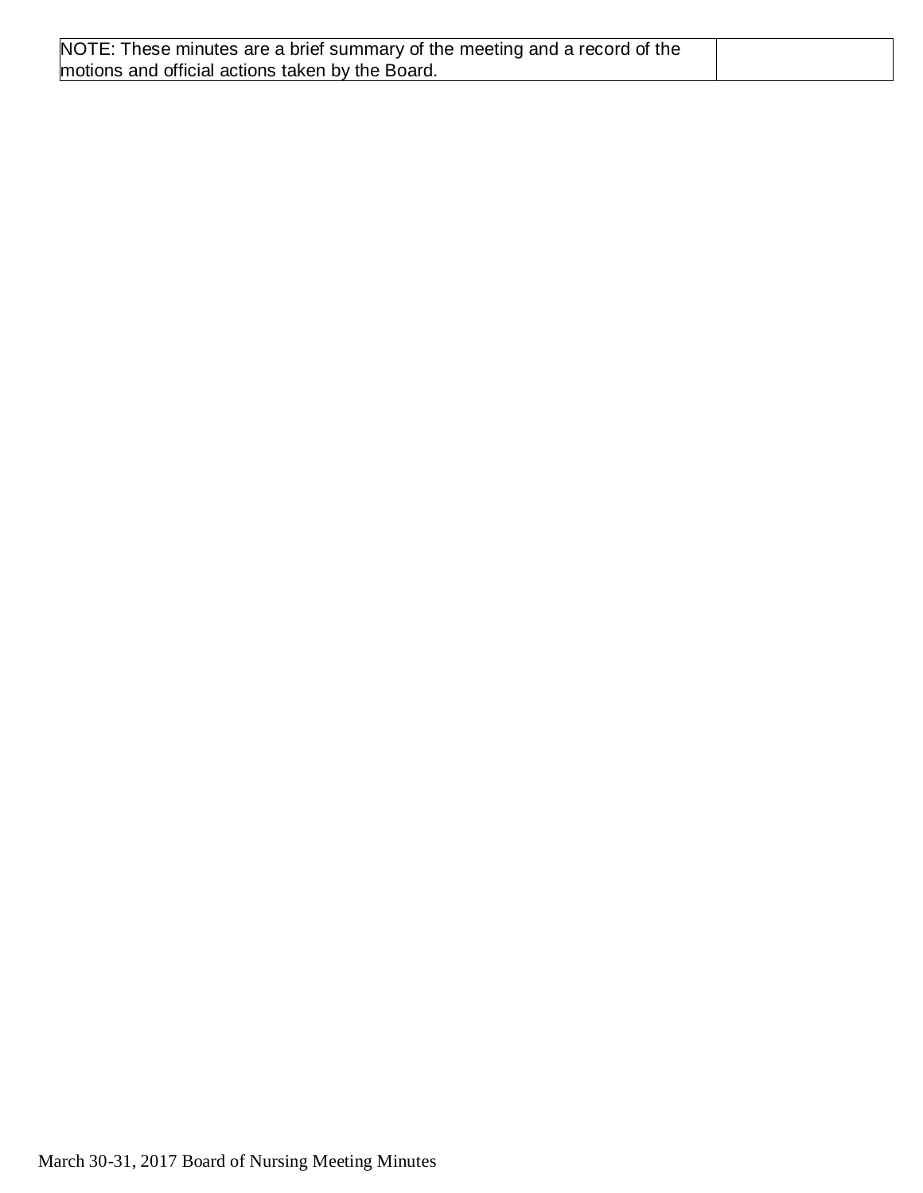| | |
|---|---|
| NOTE: These minutes are a brief summary of the meeting and a record of the motions and official actions taken by the Board. | |